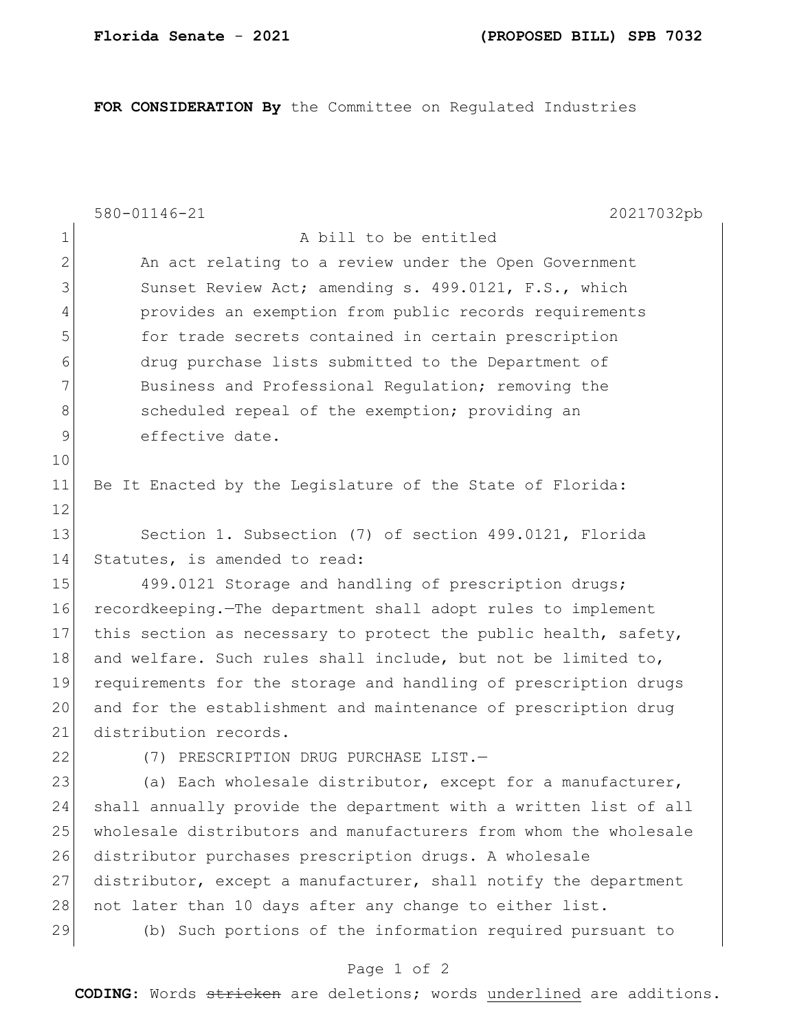**FOR CONSIDERATION By** the Committee on Regulated Industries

580-01146-21 20217032pb

A bill to be entitled

An act relating to a review under the Open Government Sunset Review Act; amending s. 499.0121, F.S., which provides an exemption from public records requirements for trade secrets contained in certain prescription drug purchase lists submitted to the Department of Business and Professional Regulation; removing the scheduled repeal of the exemption; providing an effective date.

Be It Enacted by the Legislature of the State of Florida:

Section 1. Subsection (7) of section 499.0121, Florida Statutes, is amended to read:

499.0121 Storage and handling of prescription drugs; recordkeeping.—The department shall adopt rules to implement this section as necessary to protect the public health, safety, and welfare. Such rules shall include, but not be limited to, requirements for the storage and handling of prescription drugs and for the establishment and maintenance of prescription drug distribution records.

(7) PRESCRIPTION DRUG PURCHASE LIST.—

(a) Each wholesale distributor, except for a manufacturer, shall annually provide the department with a written list of all wholesale distributors and manufacturers from whom the wholesale distributor purchases prescription drugs. A wholesale distributor, except a manufacturer, shall notify the department not later than 10 days after any change to either list.

(b) Such portions of the information required pursuant to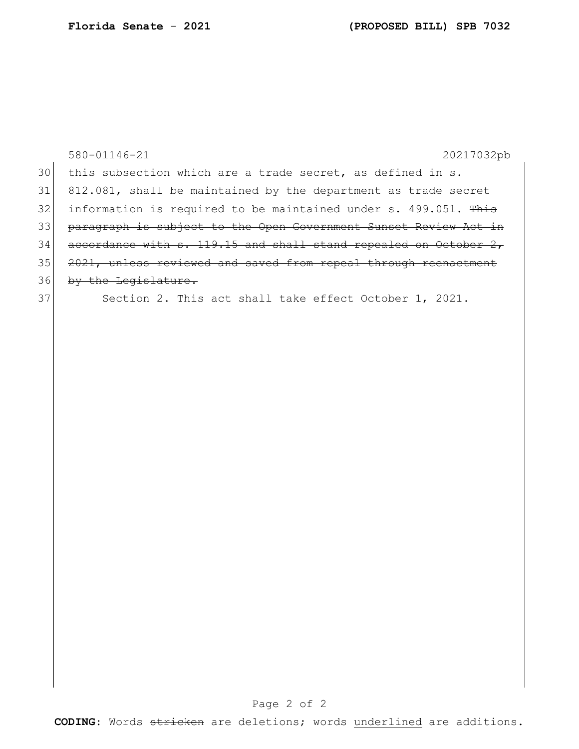580-01146-21 20217032pb

30 this subsection which are a trade secret, as defined in s.
31 812.081, shall be maintained by the department as trade secret
32 information is required to be maintained under s. 499.051. ~~This~~
33 ~~paragraph is subject to the Open Government Sunset Review Act in~~
34 ~~accordance with s. 119.15 and shall stand repealed on October 2,~~
35 ~~2021, unless reviewed and saved from repeal through reenactment~~
36 ~~by the Legislature.~~
37 Section 2. This act shall take effect October 1, 2021.

**CODING:** Words ~~stricken~~ are deletions; words <u>underlined</u> are additions.